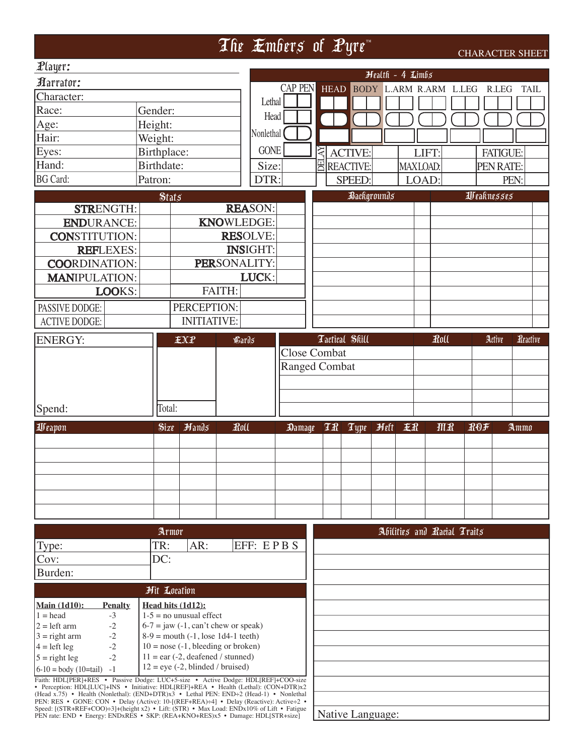# The Embers of Pyre™

CHARACTER SHEET

**Player:**

**Narrator:**

| | |
|---|---|
| Character: | |
| Race: | Gender: |
| Age: | Height: |
| Hair: | Weight: |
| Eyes: | Birthplace: |
| Hand: | Birthdate: |
| BG Card: | Patron: |

## Health - 4 Limbs

| | CAP | PEN | HEAD | BODY | L.ARM | R.ARM | L.LEG | R.LEG | TAIL |
|---|---|---|---|---|---|---|---|---|---|
| Lethal | | | | | | | | | |
| Head | | | | | | | | | |
| Nonlethal | | | | | | | | | |
| GONE | | | | | | | | | |

| | | | | | | |
|---|---|---|---|---|---|---|
| Size: | DELAY | ACTIVE: | LIFT: | | FATIGUE: | |
| DTR: | | REACTIVE: | MAXLOAD: | | PEN RATE: | |
| | | SPEED: | LOAD: | | PEN: | |

## Stats

| | | | |
|---|---|---|---|
| **STR**ENGTH: | | **REA**SON: | |
| **END**URANCE: | | **KNOW**LEDGE: | |
| **CON**STITUTION: | | **RES**OLVE: | |
| **REF**LEXES: | | **INS**IGHT: | |
| **COO**RDINATION: | | **PER**SONALITY: | |
| **MAN**IPULATION: | | **LUC**K: | |
| **LOO**KS: | | FAITH: | |
| PASSIVE DODGE: | | PERCEPTION: | |
| ACTIVE DODGE: | | INITIATIVE: | |

## Backgrounds / Weaknesses

| Backgrounds | | Weaknesses | |
|---|---|---|---|
| | | | |
| | | | |
| | | | |
| | | | |
| | | | |
| | | | |
| | | | |
| | | | |
| | | | |

ENERGY:

Spend:

| EXP | Cards |
|---|---|
| | |
| Total: | |

| Tactical Skill | Roll | Active | Reactive |
|---|---|---|---|
| Close Combat | | | |
| Ranged Combat | | | |
| | | | |
| | | | |

## Weapon

| Weapon | Size | Hands | Roll | Damage | TR | Type | Heft | ER | MR | ROF | Ammo |
|---|---|---|---|---|---|---|---|---|---|---|---|
| | | | | | | | | | | | |
| | | | | | | | | | | | |
| | | | | | | | | | | | |
| | | | | | | | | | | | |
| | | | | | | | | | | | |
| | | | | | | | | | | | |

## Armor

| | | | |
|---|---|---|---|
| Type: | TR: | AR: | EFF: E P B S |
| Cov: | DC: | | |
| Burden: | | | |

## Hit Location

| **Main (1d10):** | **Penalty** |
|---|---|
| 1 = head | -3 |
| 2 = left arm | -2 |
| 3 = right arm | -2 |
| 4 = left leg | -2 |
| 5 = right leg | -2 |
| 6-10 = body (10=tail) | -1 |

**Head hits (1d12):**
- 1-5 = no unusual effect
- 6-7 = jaw (-1, can't chew or speak)
- 8-9 = mouth (-1, lose 1d4-1 teeth)
- 10 = nose (-1, bleeding or broken)
- 11 = ear (-2, deafened / stunned)
- 12 = eye (-2, blinded / bruised)

Faith: HDL[PER]+RES • Passive Dodge: LUC+5-size • Active Dodge: HDL[REF]+COO-size • Perception: HDL[LUC]+INS • Initiative: HDL[REF]+REA • Health (Lethal): (CON+DTR)x2 (Head x.75) • Health (Nonlethal): (END+DTR)x3 • Lethal PEN: END÷2 (Head-1) • Nonlethal PEN: RES • GONE: CON • Delay (Active): 10-[(REF+REA)÷4] • Delay (Reactive): Active÷2 • Speed: [(STR+REF+COO)÷3]+(height x2) • Lift: (STR) • Max Load: ENDx10% of Lift • Fatigue PEN rate: END • Energy: ENDxRES • SKP: (REA+KNO+RES)x5 • Damage: HDL[STR+size]

## Abilities and Racial Traits

| |
|---|
| |
| |
| |
| |
| |
| |
| |
| |
| |
| |
| |
| Native Language: |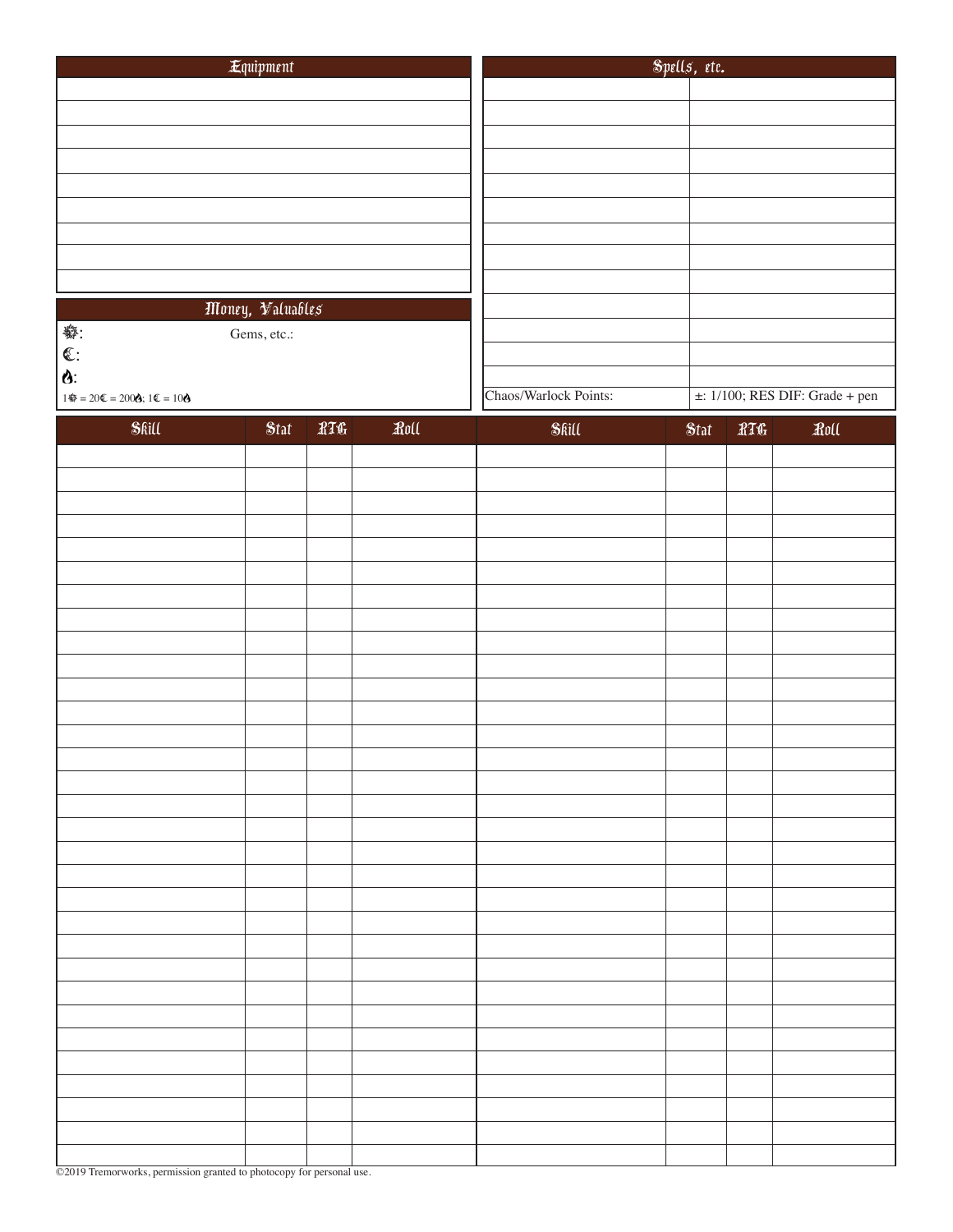## Equipment

| |
|---|
| |
| |
| |
| |
| |
| |
| |
| |
| |

## Money, Valuables

| | |
|---|---|
| ✵: | Gems, etc.: |
| €: | |
| ♁: | |
| 1✵ = 20€ = 200♁; 1€ = 10♁ | |

## Spells, etc.

| | |
|---|---|
| | |
| | |
| | |
| | |
| | |
| | |
| | |
| | |
| | |
| | |
| | |
| | |
| | |
| Chaos/Warlock Points: | ±: 1/100; RES DIF: Grade + pen |

| Skill | Stat | RTG | Roll | Skill | Stat | RTG | Roll |
|---|---|---|---|---|---|---|---|
| | | | | | | | |
| | | | | | | | |
| | | | | | | | |
| | | | | | | | |
| | | | | | | | |
| | | | | | | | |
| | | | | | | | |
| | | | | | | | |
| | | | | | | | |
| | | | | | | | |
| | | | | | | | |
| | | | | | | | |
| | | | | | | | |
| | | | | | | | |
| | | | | | | | |
| | | | | | | | |
| | | | | | | | |
| | | | | | | | |
| | | | | | | | |
| | | | | | | | |
| | | | | | | | |
| | | | | | | | |
| | | | | | | | |
| | | | | | | | |
| | | | | | | | |
| | | | | | | | |
| | | | | | | | |
| | | | | | | | |
| | | | | | | | |
| | | | | | | | |
| | | | | | | | |
| | | | | | | | |

©2019 Tremorworks, permission granted to photocopy for personal use.